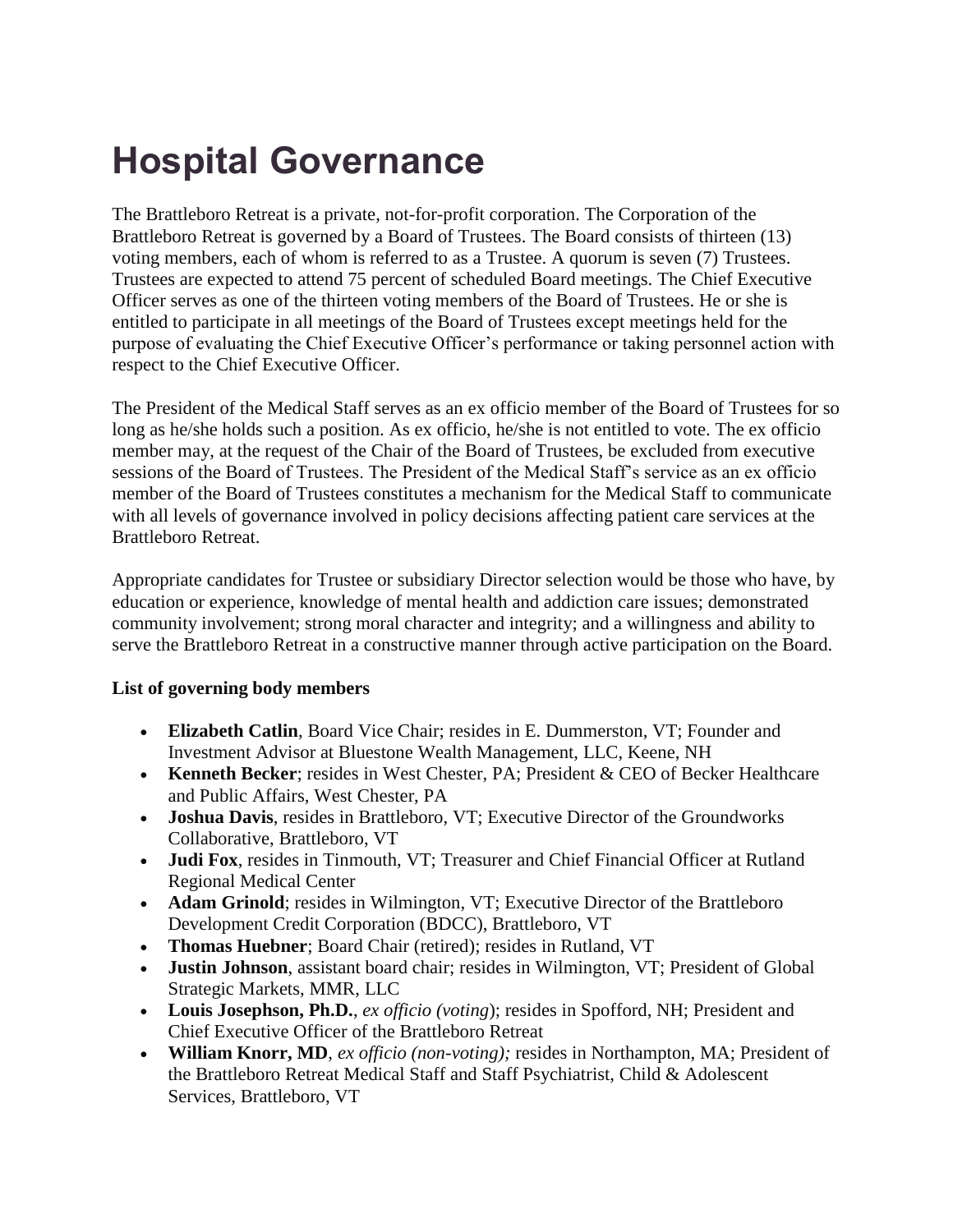# Hospital Governance

The Brattleboro Retreat is a private, not-for-profit corporation. The Corporation of the Brattleboro Retreat is governed by a Board of Trustees. The Board consists of thirteen (13) voting members, each of whom is referred to as a Trustee. A quorum is seven (7) Trustees. Trustees are expected to attend 75 percent of scheduled Board meetings. The Chief Executive Officer serves as one of the thirteen voting members of the Board of Trustees. He or she is entitled to participate in all meetings of the Board of Trustees except meetings held for the purpose of evaluating the Chief Executive Officer's performance or taking personnel action with respect to the Chief Executive Officer.

The President of the Medical Staff serves as an ex officio member of the Board of Trustees for so long as he/she holds such a position. As ex officio, he/she is not entitled to vote. The ex officio member may, at the request of the Chair of the Board of Trustees, be excluded from executive sessions of the Board of Trustees. The President of the Medical Staff's service as an ex officio member of the Board of Trustees constitutes a mechanism for the Medical Staff to communicate with all levels of governance involved in policy decisions affecting patient care services at the Brattleboro Retreat.

Appropriate candidates for Trustee or subsidiary Director selection would be those who have, by education or experience, knowledge of mental health and addiction care issues; demonstrated community involvement; strong moral character and integrity; and a willingness and ability to serve the Brattleboro Retreat in a constructive manner through active participation on the Board.

**List of governing body members**

- **Elizabeth Catlin**, Board Vice Chair; resides in E. Dummerston, VT; Founder and Investment Advisor at Bluestone Wealth Management, LLC, Keene, NH
- **Kenneth Becker**; resides in West Chester, PA; President & CEO of Becker Healthcare and Public Affairs, West Chester, PA
- **Joshua Davis**, resides in Brattleboro, VT; Executive Director of the Groundworks Collaborative, Brattleboro, VT
- **Judi Fox**, resides in Tinmouth, VT; Treasurer and Chief Financial Officer at Rutland Regional Medical Center
- **Adam Grinold**; resides in Wilmington, VT; Executive Director of the Brattleboro Development Credit Corporation (BDCC), Brattleboro, VT
- **Thomas Huebner**; Board Chair (retired); resides in Rutland, VT
- **Justin Johnson**, assistant board chair; resides in Wilmington, VT; President of Global Strategic Markets, MMR, LLC
- **Louis Josephson, Ph.D.**, *ex officio (voting*); resides in Spofford, NH; President and Chief Executive Officer of the Brattleboro Retreat
- **William Knorr, MD**, *ex officio (non-voting);* resides in Northampton, MA; President of the Brattleboro Retreat Medical Staff and Staff Psychiatrist, Child & Adolescent Services, Brattleboro, VT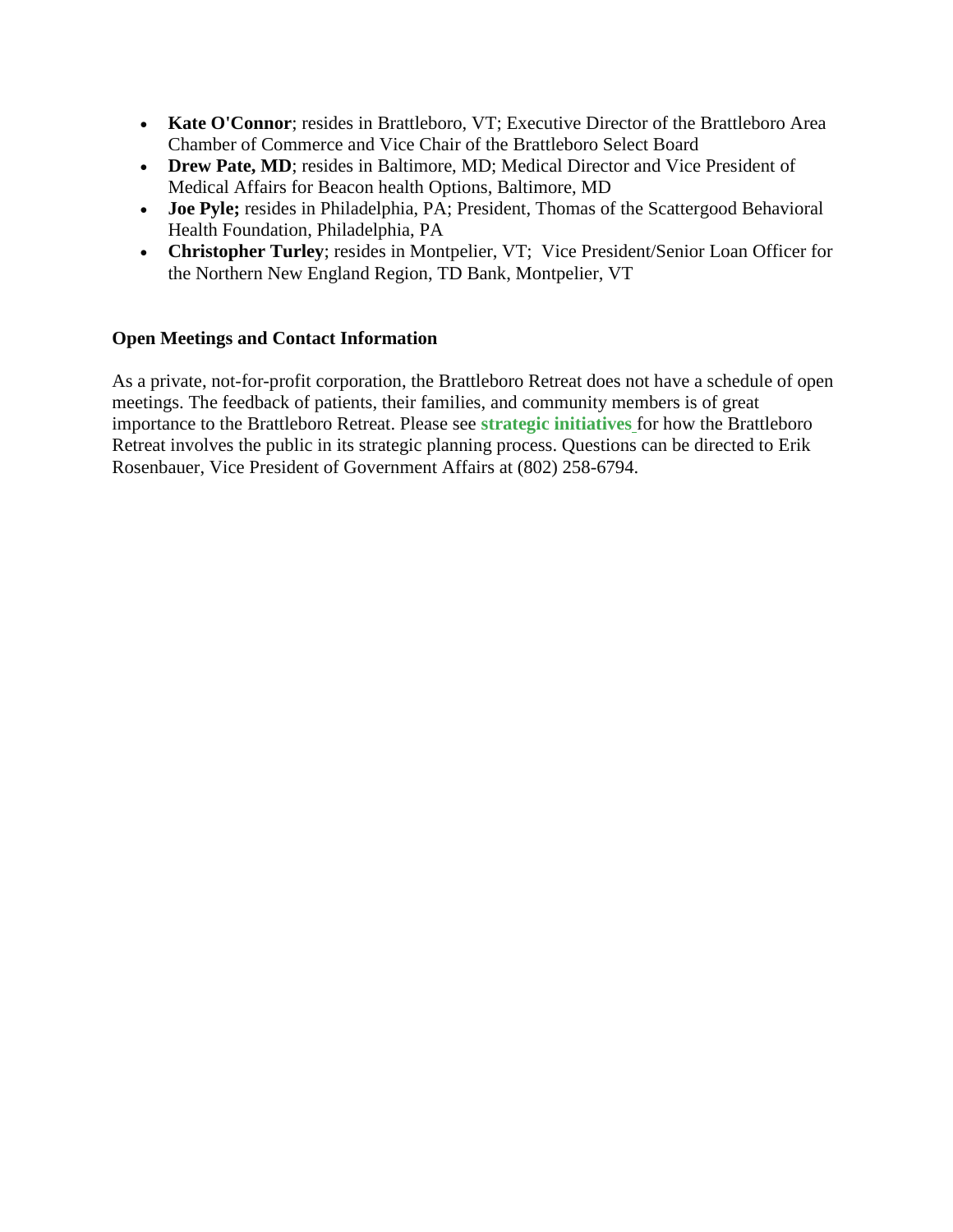- **Kate O'Connor**; resides in Brattleboro, VT; Executive Director of the Brattleboro Area Chamber of Commerce and Vice Chair of the Brattleboro Select Board
- **Drew Pate, MD**; resides in Baltimore, MD; Medical Director and Vice President of Medical Affairs for Beacon health Options, Baltimore, MD
- **Joe Pyle;** resides in Philadelphia, PA; President, Thomas of the Scattergood Behavioral Health Foundation, Philadelphia, PA
- **Christopher Turley**; resides in Montpelier, VT; Vice President/Senior Loan Officer for the Northern New England Region, TD Bank, Montpelier, VT

**Open Meetings and Contact Information**

As a private, not-for-profit corporation, the Brattleboro Retreat does not have a schedule of open meetings. The feedback of patients, their families, and community members is of great importance to the Brattleboro Retreat. Please see **strategic initiatives** for how the Brattleboro Retreat involves the public in its strategic planning process. Questions can be directed to Erik Rosenbauer, Vice President of Government Affairs at (802) 258-6794.